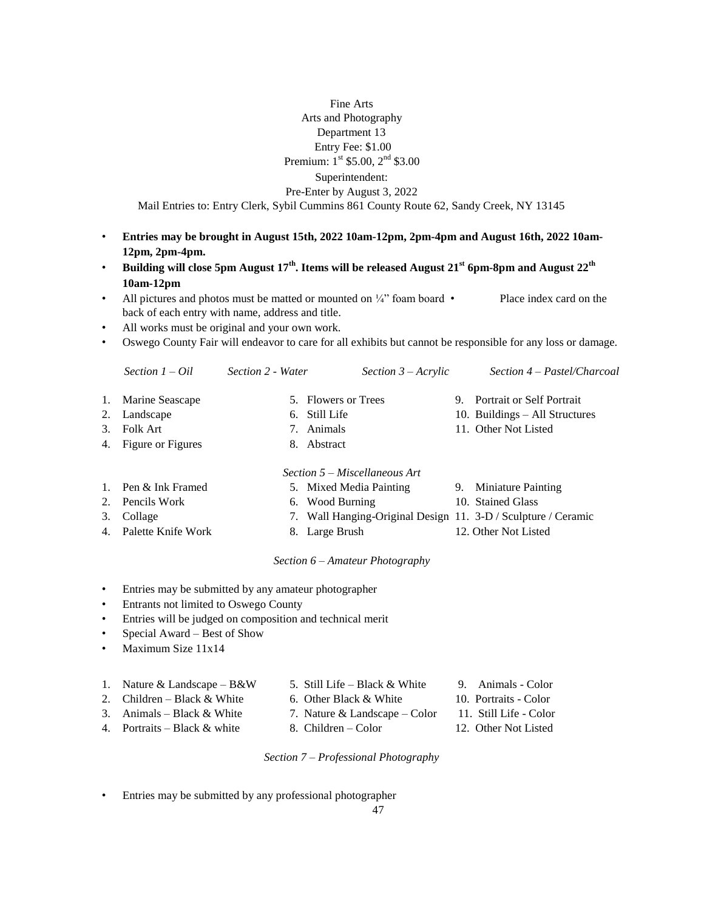# Fine Arts

## Arts and Photography

Department 13

Entry Fee: $1.00

Premium: 1st $5.00, 2nd $3.00

Superintendent:

Pre-Enter by August 3, 2022

Mail Entries to: Entry Clerk, Sybil Cummins 861 County Route 62, Sandy Creek, NY 13145

- **Entries may be brought in August 15th, 2022 10am-12pm, 2pm-4pm and August 16th, 2022 10am-12pm, 2pm-4pm.**
- **Building will close 5pm August 17th. Items will be released August 21st 6pm-8pm and August 22th 10am-12pm**
- All pictures and photos must be matted or mounted on ¼" foam board
- Place index card on the back of each entry with name, address and title.
- All works must be original and your own work.
- Oswego County Fair will endeavor to care for all exhibits but cannot be responsible for any loss or damage.

*Section 1 – Oil* *Section 2 - Water* *Section 3 – Acrylic* *Section 4 – Pastel/Charcoal*

1. Marine Seascape
2. Landscape
3. Folk Art
4. Figure or Figures
5. Flowers or Trees
6. Still Life
7. Animals
8. Abstract
9. Portrait or Self Portrait
10. Buildings – All Structures
11. Other Not Listed

*Section 5 – Miscellaneous Art*

1. Pen & Ink Framed
2. Pencils Work
3. Collage
4. Palette Knife Work
5. Mixed Media Painting
6. Wood Burning
7. Wall Hanging-Original Design
8. Large Brush
9. Miniature Painting
10. Stained Glass
11. 3-D / Sculpture / Ceramic
12. Other Not Listed

*Section 6 – Amateur Photography*

- Entries may be submitted by any amateur photographer
- Entrants not limited to Oswego County
- Entries will be judged on composition and technical merit
- Special Award – Best of Show
- Maximum Size 11x14

1. Nature & Landscape – B&W
2. Children – Black & White
3. Animals – Black & White
4. Portraits – Black & white
5. Still Life – Black & White
6. Other Black & White
7. Nature & Landscape – Color
8. Children – Color
9. Animals - Color
10. Portraits - Color
11. Still Life - Color
12. Other Not Listed

*Section 7 – Professional Photography*

- Entries may be submitted by any professional photographer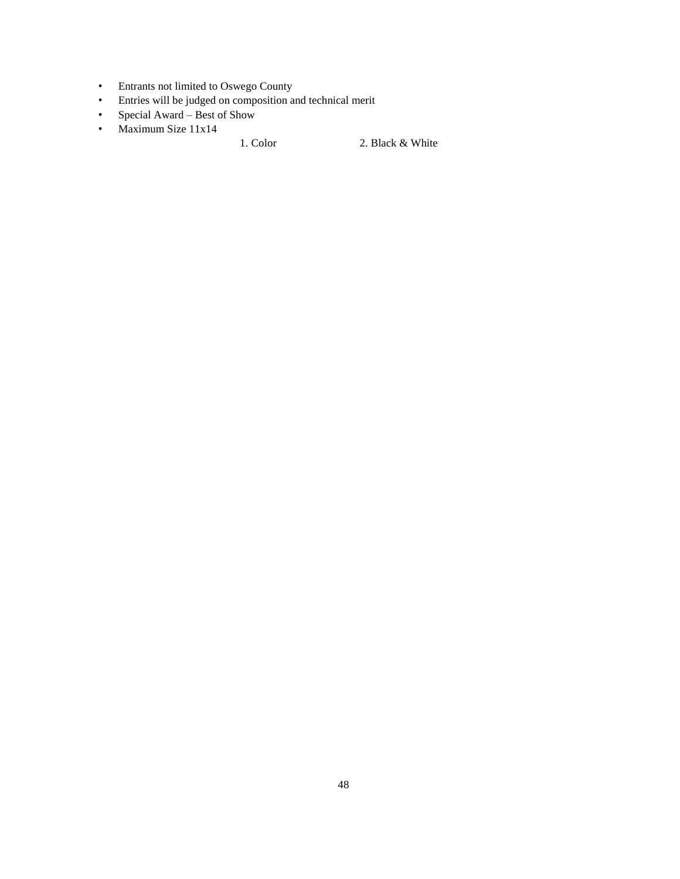- Entrants not limited to Oswego County
- Entries will be judged on composition and technical merit
- Special Award – Best of Show
- Maximum Size 11x14

1. Color
2. Black & White